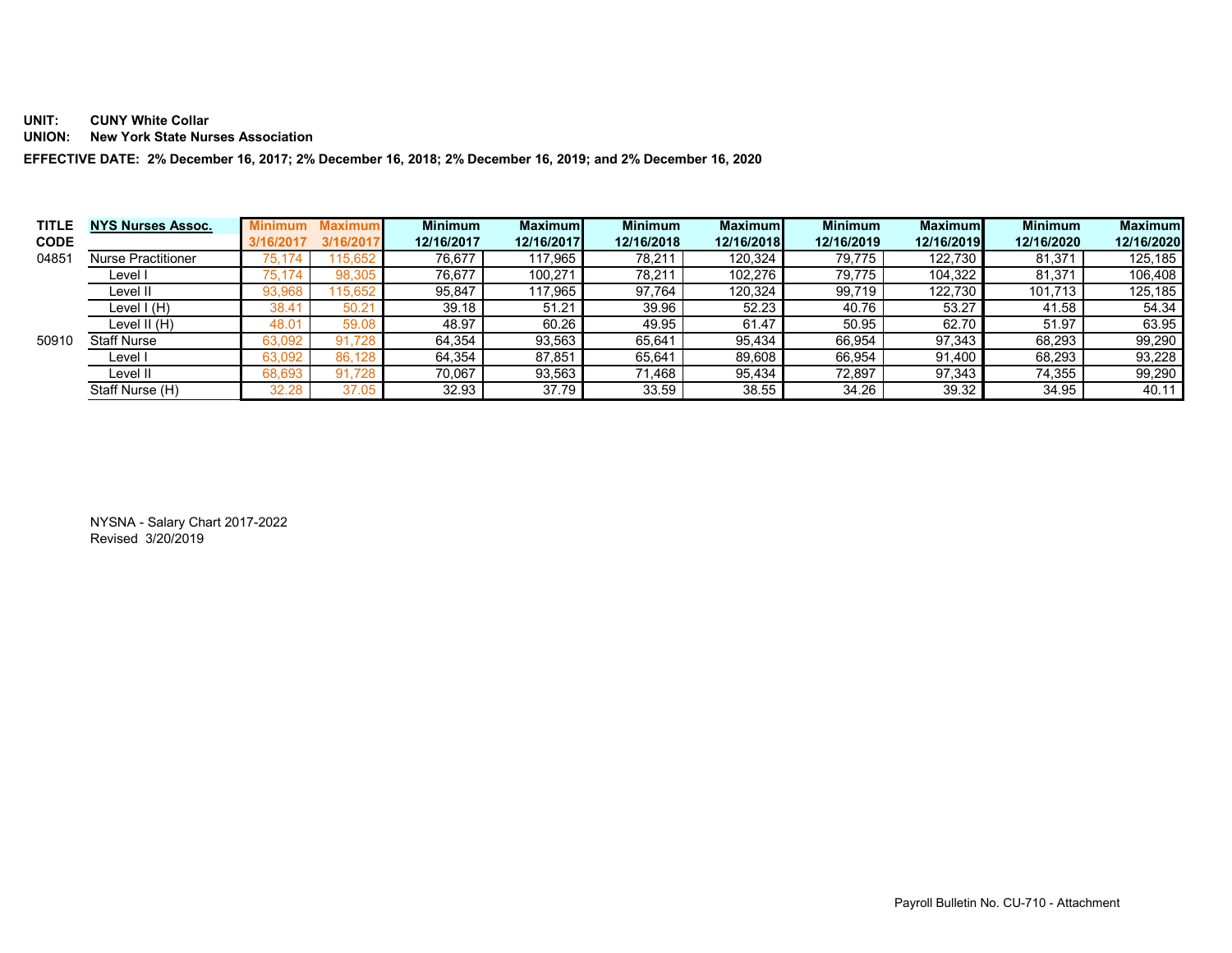**UNIT:** **CUNY White Collar**
**UNION:** **New York State Nurses Association**

**EFFECTIVE DATE: 2% December 16, 2017; 2% December 16, 2018; 2% December 16, 2019; and 2% December 16, 2020**

| TITLE CODE | NYS Nurses Assoc. | Minimum 3/16/2017 | Maximum 3/16/2017 | Minimum 12/16/2017 | Maximum 12/16/2017 | Minimum 12/16/2018 | Maximum 12/16/2018 | Minimum 12/16/2019 | Maximum 12/16/2019 | Minimum 12/16/2020 | Maximum 12/16/2020 |
|---|---|---|---|---|---|---|---|---|---|---|---|
| 04851 | Nurse Practitioner | 75,174 | 115,652 | 76,677 | 117,965 | 78,211 | 120,324 | 79,775 | 122,730 | 81,371 | 125,185 |
| | Level I | 75,174 | 98,305 | 76,677 | 100,271 | 78,211 | 102,276 | 79,775 | 104,322 | 81,371 | 106,408 |
| | Level II | 93,968 | 115,652 | 95,847 | 117,965 | 97,764 | 120,324 | 99,719 | 122,730 | 101,713 | 125,185 |
| | Level I (H) | 38.41 | 50.21 | 39.18 | 51.21 | 39.96 | 52.23 | 40.76 | 53.27 | 41.58 | 54.34 |
| | Level II (H) | 48.01 | 59.08 | 48.97 | 60.26 | 49.95 | 61.47 | 50.95 | 62.70 | 51.97 | 63.95 |
| 50910 | Staff Nurse | 63,092 | 91,728 | 64,354 | 93,563 | 65,641 | 95,434 | 66,954 | 97,343 | 68,293 | 99,290 |
| | Level I | 63,092 | 86,128 | 64,354 | 87,851 | 65,641 | 89,608 | 66,954 | 91,400 | 68,293 | 93,228 |
| | Level II | 68,693 | 91,728 | 70,067 | 93,563 | 71,468 | 95,434 | 72,897 | 97,343 | 74,355 | 99,290 |
| | Staff Nurse (H) | 32.28 | 37.05 | 32.93 | 37.79 | 33.59 | 38.55 | 34.26 | 39.32 | 34.95 | 40.11 |

NYSNA - Salary Chart 2017-2022
Revised 3/20/2019

Payroll Bulletin No. CU-710 - Attachment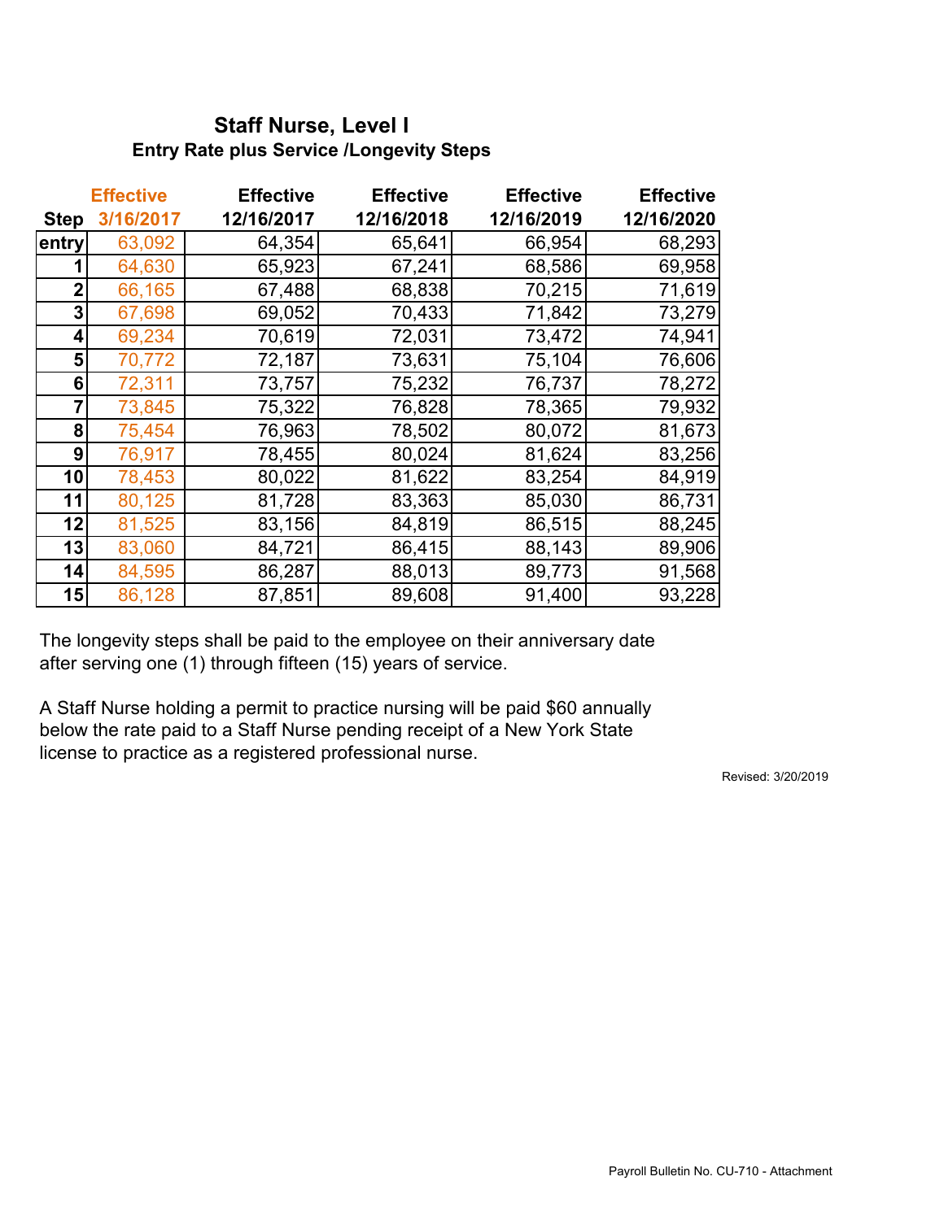## Staff Nurse, Level I

### Entry Rate plus Service /Longevity Steps

| Step | Effective 3/16/2017 | Effective 12/16/2017 | Effective 12/16/2018 | Effective 12/16/2019 | Effective 12/16/2020 |
|---|---|---|---|---|---|
| entry | 63,092 | 64,354 | 65,641 | 66,954 | 68,293 |
| 1 | 64,630 | 65,923 | 67,241 | 68,586 | 69,958 |
| 2 | 66,165 | 67,488 | 68,838 | 70,215 | 71,619 |
| 3 | 67,698 | 69,052 | 70,433 | 71,842 | 73,279 |
| 4 | 69,234 | 70,619 | 72,031 | 73,472 | 74,941 |
| 5 | 70,772 | 72,187 | 73,631 | 75,104 | 76,606 |
| 6 | 72,311 | 73,757 | 75,232 | 76,737 | 78,272 |
| 7 | 73,845 | 75,322 | 76,828 | 78,365 | 79,932 |
| 8 | 75,454 | 76,963 | 78,502 | 80,072 | 81,673 |
| 9 | 76,917 | 78,455 | 80,024 | 81,624 | 83,256 |
| 10 | 78,453 | 80,022 | 81,622 | 83,254 | 84,919 |
| 11 | 80,125 | 81,728 | 83,363 | 85,030 | 86,731 |
| 12 | 81,525 | 83,156 | 84,819 | 86,515 | 88,245 |
| 13 | 83,060 | 84,721 | 86,415 | 88,143 | 89,906 |
| 14 | 84,595 | 86,287 | 88,013 | 89,773 | 91,568 |
| 15 | 86,128 | 87,851 | 89,608 | 91,400 | 93,228 |

The longevity steps shall be paid to the employee on their anniversary date after serving one (1) through fifteen (15) years of service.

A Staff Nurse holding a permit to practice nursing will be paid $60 annually below the rate paid to a Staff Nurse pending receipt of a New York State license to practice as a registered professional nurse.

Revised: 3/20/2019

Payroll Bulletin No. CU-710 - Attachment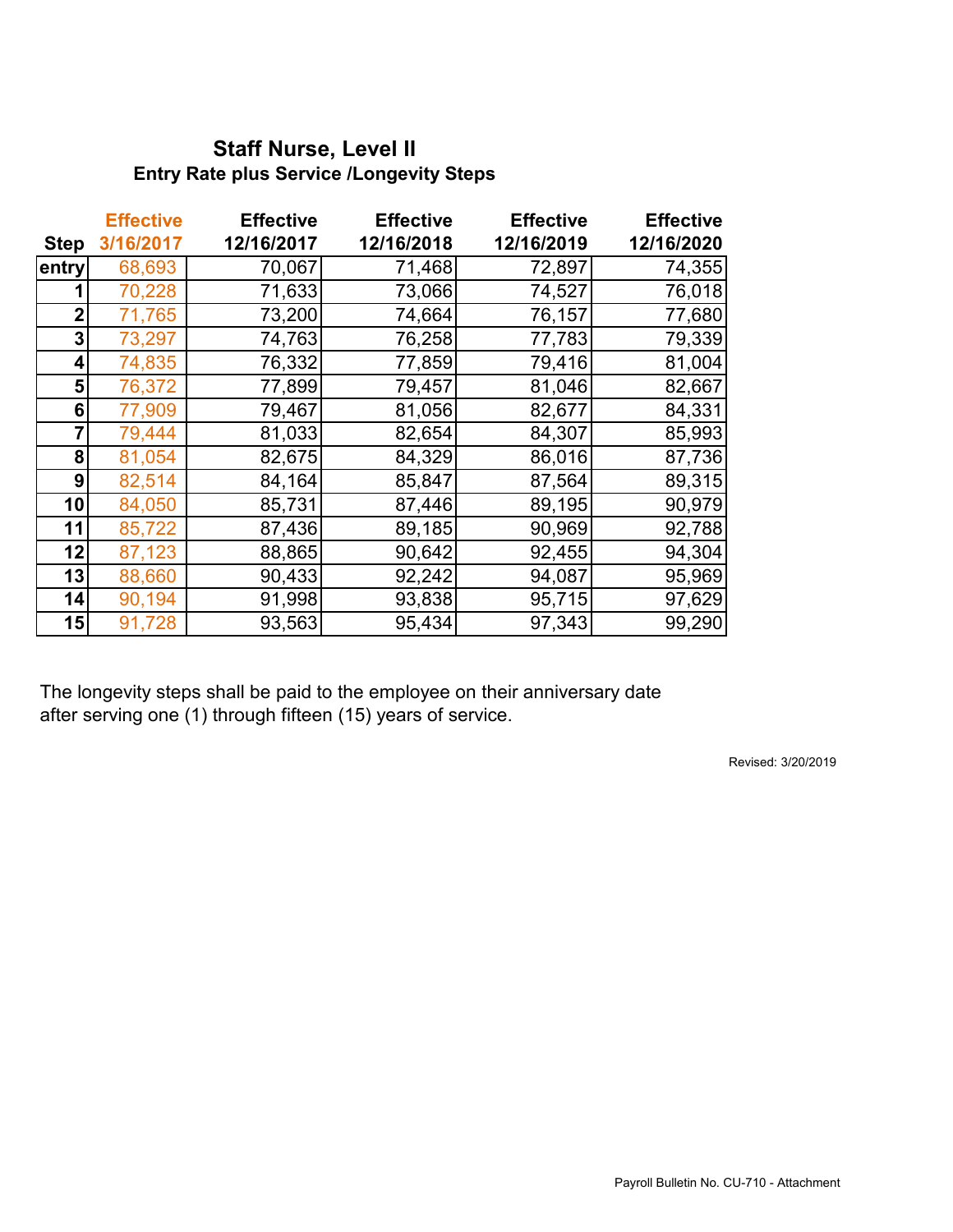## Staff Nurse, Level II

### Entry Rate plus Service /Longevity Steps

| Step | Effective 3/16/2017 | Effective 12/16/2017 | Effective 12/16/2018 | Effective 12/16/2019 | Effective 12/16/2020 |
|---|---|---|---|---|---|
| entry | 68,693 | 70,067 | 71,468 | 72,897 | 74,355 |
| 1 | 70,228 | 71,633 | 73,066 | 74,527 | 76,018 |
| 2 | 71,765 | 73,200 | 74,664 | 76,157 | 77,680 |
| 3 | 73,297 | 74,763 | 76,258 | 77,783 | 79,339 |
| 4 | 74,835 | 76,332 | 77,859 | 79,416 | 81,004 |
| 5 | 76,372 | 77,899 | 79,457 | 81,046 | 82,667 |
| 6 | 77,909 | 79,467 | 81,056 | 82,677 | 84,331 |
| 7 | 79,444 | 81,033 | 82,654 | 84,307 | 85,993 |
| 8 | 81,054 | 82,675 | 84,329 | 86,016 | 87,736 |
| 9 | 82,514 | 84,164 | 85,847 | 87,564 | 89,315 |
| 10 | 84,050 | 85,731 | 87,446 | 89,195 | 90,979 |
| 11 | 85,722 | 87,436 | 89,185 | 90,969 | 92,788 |
| 12 | 87,123 | 88,865 | 90,642 | 92,455 | 94,304 |
| 13 | 88,660 | 90,433 | 92,242 | 94,087 | 95,969 |
| 14 | 90,194 | 91,998 | 93,838 | 95,715 | 97,629 |
| 15 | 91,728 | 93,563 | 95,434 | 97,343 | 99,290 |

The longevity steps shall be paid to the employee on their anniversary date after serving one (1) through fifteen (15) years of service.

Revised: 3/20/2019

Payroll Bulletin No. CU-710 - Attachment